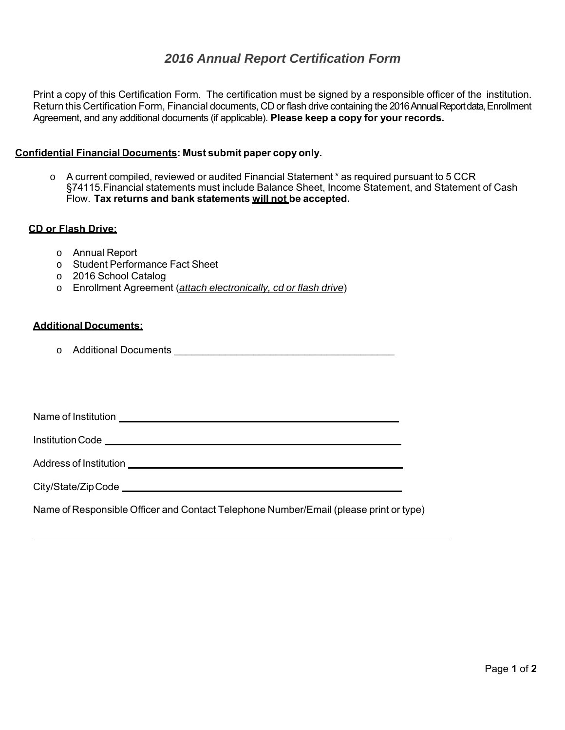# *2016 Annual Report Certification Form*

Print a copy of this Certification Form. The certification must be signed by a responsible officer of the institution. Return this Certification Form, Financial documents, CD or flash drive containing the 2016 Annual Report data, Enrollment Agreement, and any additional documents (if applicable). **Please keep a copy for your records.**

**Confidential Financial Documents: Must submit paper copy only.**

- A current compiled, reviewed or audited Financial Statement * as required pursuant to 5 CCR §74115.Financial statements must include Balance Sheet, Income Statement, and Statement of Cash Flow. **Tax returns and bank statements will not be accepted.**

**CD or Flash Drive:**

- Annual Report
- Student Performance Fact Sheet
- 2016 School Catalog
- Enrollment Agreement (*attach electronically, cd or flash drive*)

**Additional Documents:**

- Additional Documents ______________________________________

Name of Institution ______________________________________________

Institution Code ______________________________________________

Address of Institution ______________________________________________

City/State/Zip Code ______________________________________________

Name of Responsible Officer and Contact Telephone Number/Email (please print or type)

______________________________________________________________________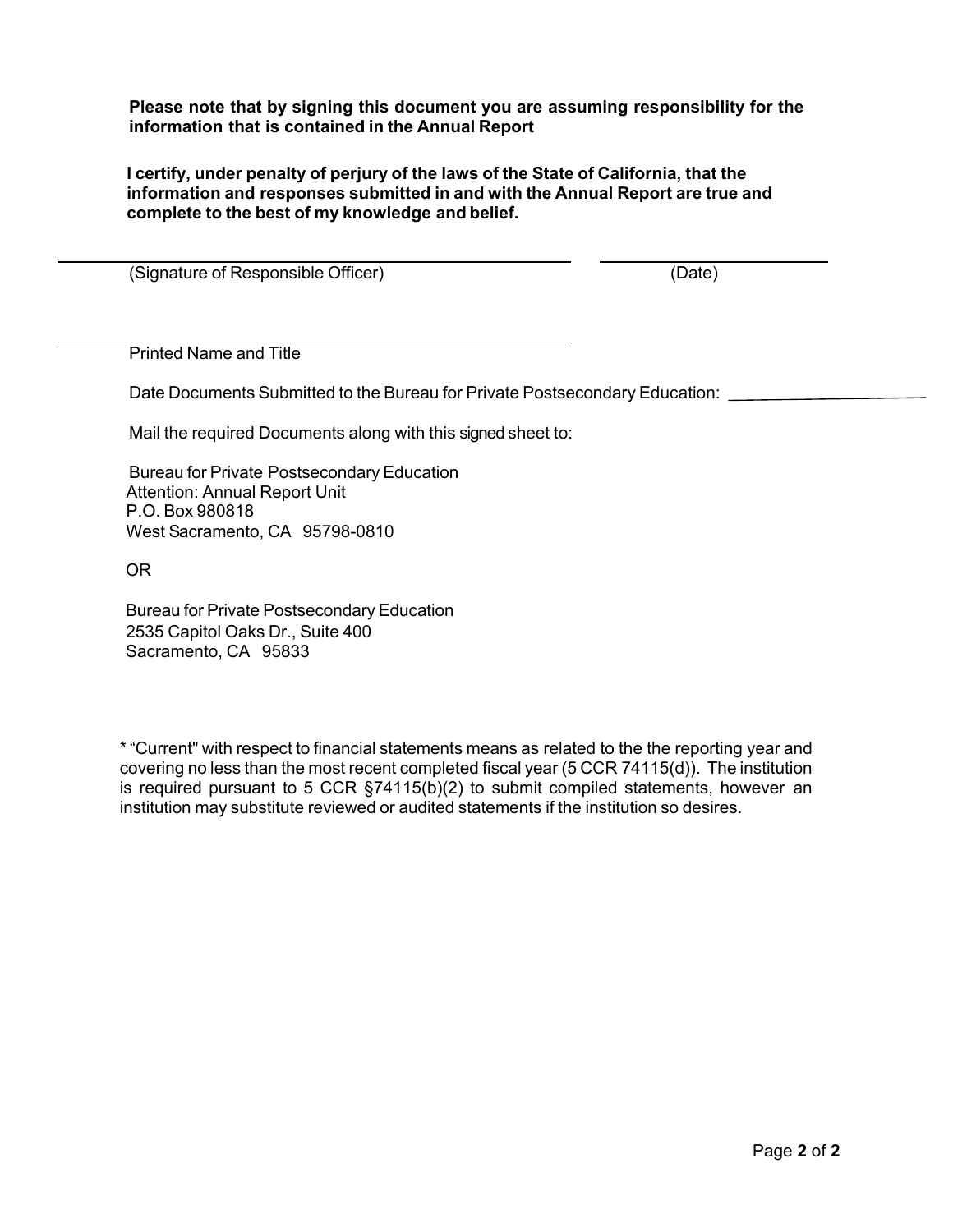**Please note that by signing this document you are assuming responsibility for the information that is contained in the Annual Report**

**I certify, under penalty of perjury of the laws of the State of California, that the information and responses submitted in and with the Annual Report are true and complete to the best of my knowledge and belief.**

\_\_\_\_\_\_\_\_\_\_\_\_\_\_\_\_\_\_\_\_\_\_\_\_\_\_\_\_\_\_\_\_\_\_\_\_\_\_\_\_\_\_\_\_\_\_\_\_ \_\_\_\_\_\_\_\_\_\_\_\_\_\_\_\_\_\_\_\_

(Signature of Responsible Officer) (Date)

\_\_\_\_\_\_\_\_\_\_\_\_\_\_\_\_\_\_\_\_\_\_\_\_\_\_\_\_\_\_\_\_\_\_\_\_\_\_\_\_\_\_\_\_\_\_\_\_

Printed Name and Title

Date Documents Submitted to the Bureau for Private Postsecondary Education: \_\_\_\_\_\_\_\_\_\_\_\_\_\_\_\_\_\_\_\_

Mail the required Documents along with this signed sheet to:

Bureau for Private Postsecondary Education
Attention: Annual Report Unit
P.O. Box 980818
West Sacramento, CA 95798-0810

OR

Bureau for Private Postsecondary Education
2535 Capitol Oaks Dr., Suite 400
Sacramento, CA 95833

* "Current" with respect to financial statements means as related to the the reporting year and covering no less than the most recent completed fiscal year (5 CCR 74115(d)). The institution is required pursuant to 5 CCR §74115(b)(2) to submit compiled statements, however an institution may substitute reviewed or audited statements if the institution so desires.